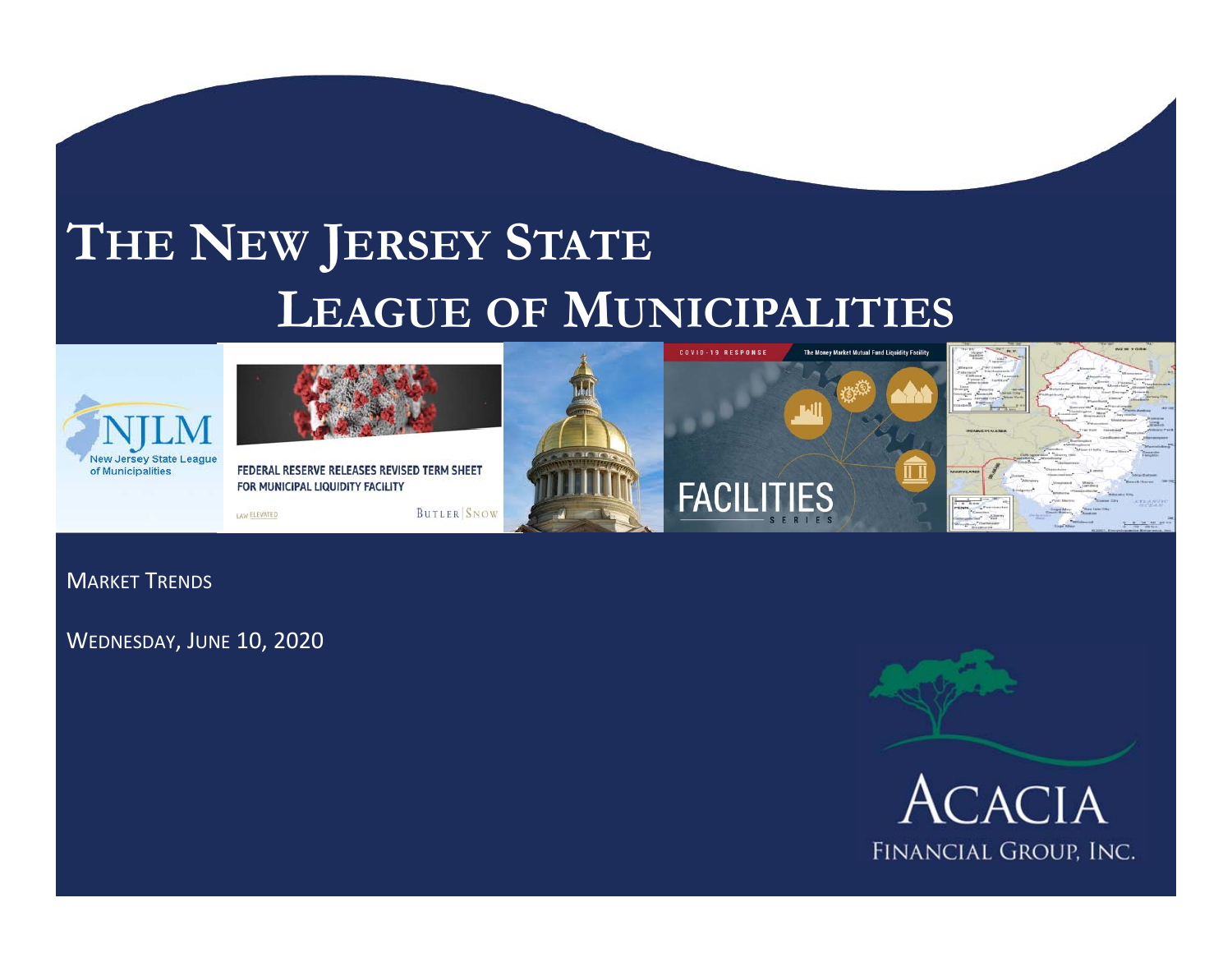# The New Jersey State League of Municipalities

Market Trends

Wednesday, June 10, 2020

Acacia Financial Group, Inc.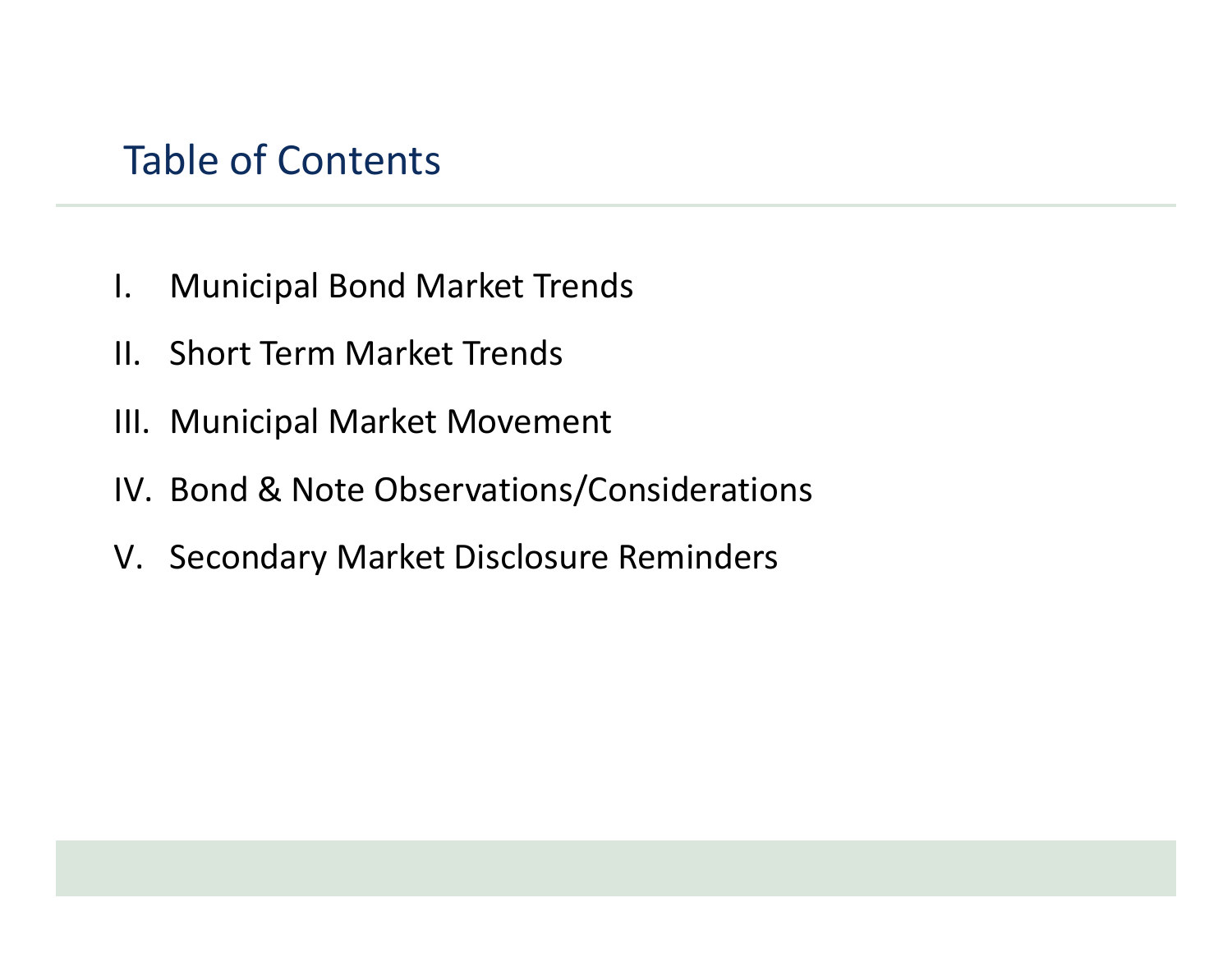# Table of Contents

I. Municipal Bond Market Trends

II. Short Term Market Trends

III. Municipal Market Movement

IV. Bond & Note Observations/Considerations

V. Secondary Market Disclosure Reminders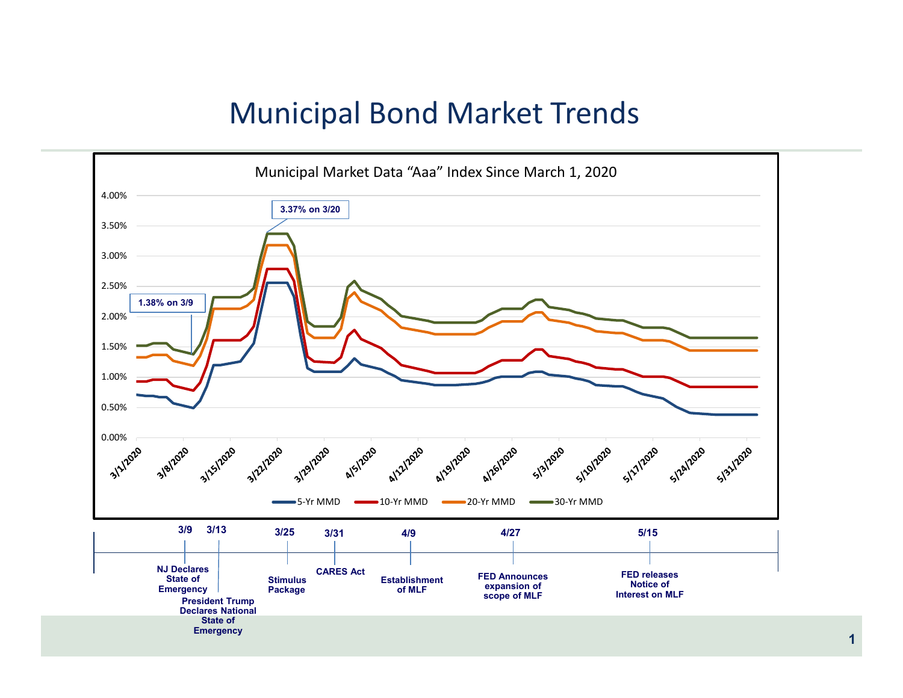# Municipal Bond Market Trends

Municipal Market Data "Aaa" Index Since March 1, 2020

4.00%
3.50%
3.00%
2.50%
2.00%
1.50%
1.00%
0.50%
0.00%

3.37% on 3/20

1.38% on 3/9

3/1/2020 3/8/2020 3/15/2020 3/22/2020 3/29/2020 4/5/2020 4/12/2020 4/19/2020 4/26/2020 5/3/2020 5/10/2020 5/17/2020 5/24/2020 5/31/2020

5-Yr MMD 10-Yr MMD 20-Yr MMD 30-Yr MMD

**3/9** **NJ Declares State of Emergency**

**3/13** **President Trump Declares National State of Emergency**

**3/25** **Stimulus Package**

**3/31** **CARES Act**

**4/9** **Establishment of MLF**

**4/27** **FED Announces expansion of scope of MLF**

**5/15** **FED releases Notice of Interest on MLF**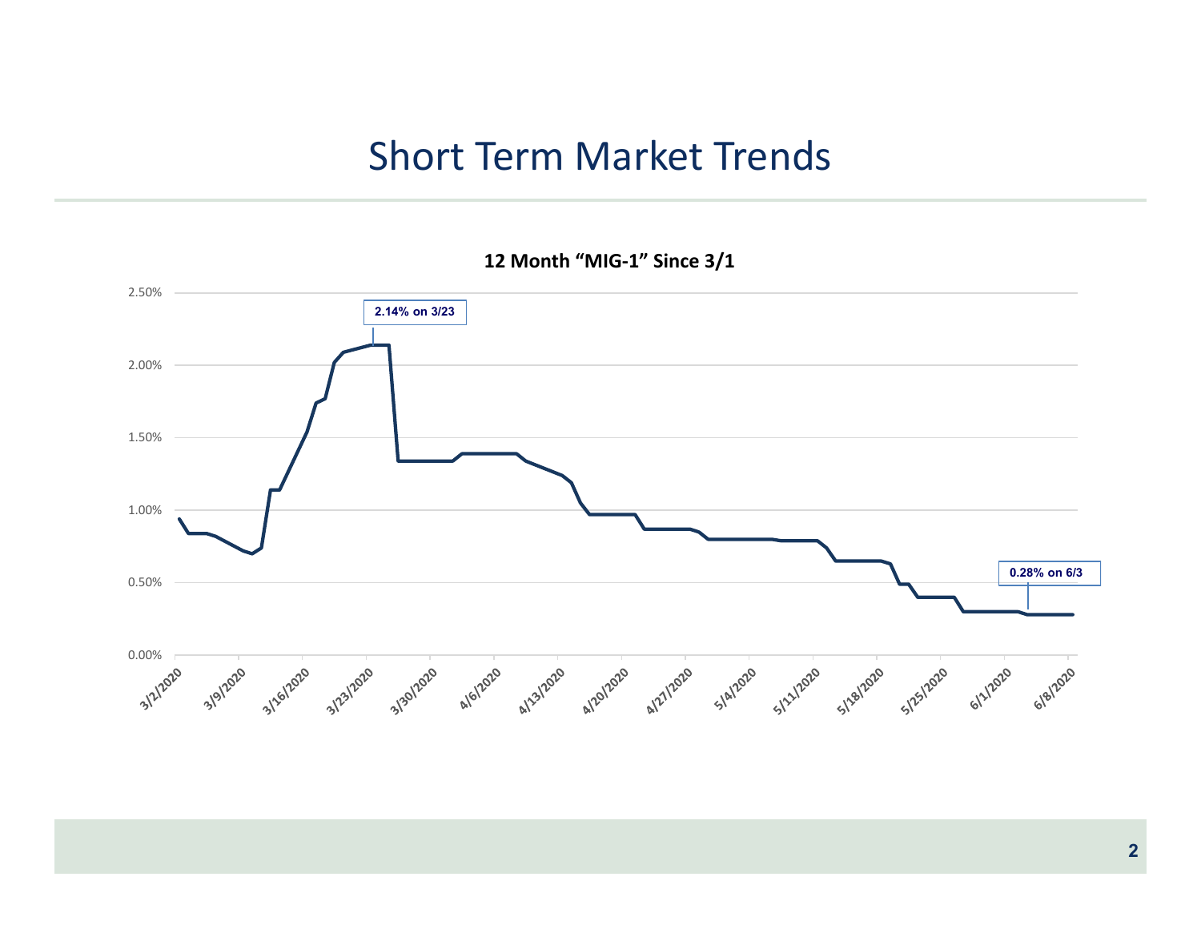# Short Term Market Trends

**12 Month "MIG-1" Since 3/1**

2.14% on 3/23

0.28% on 6/3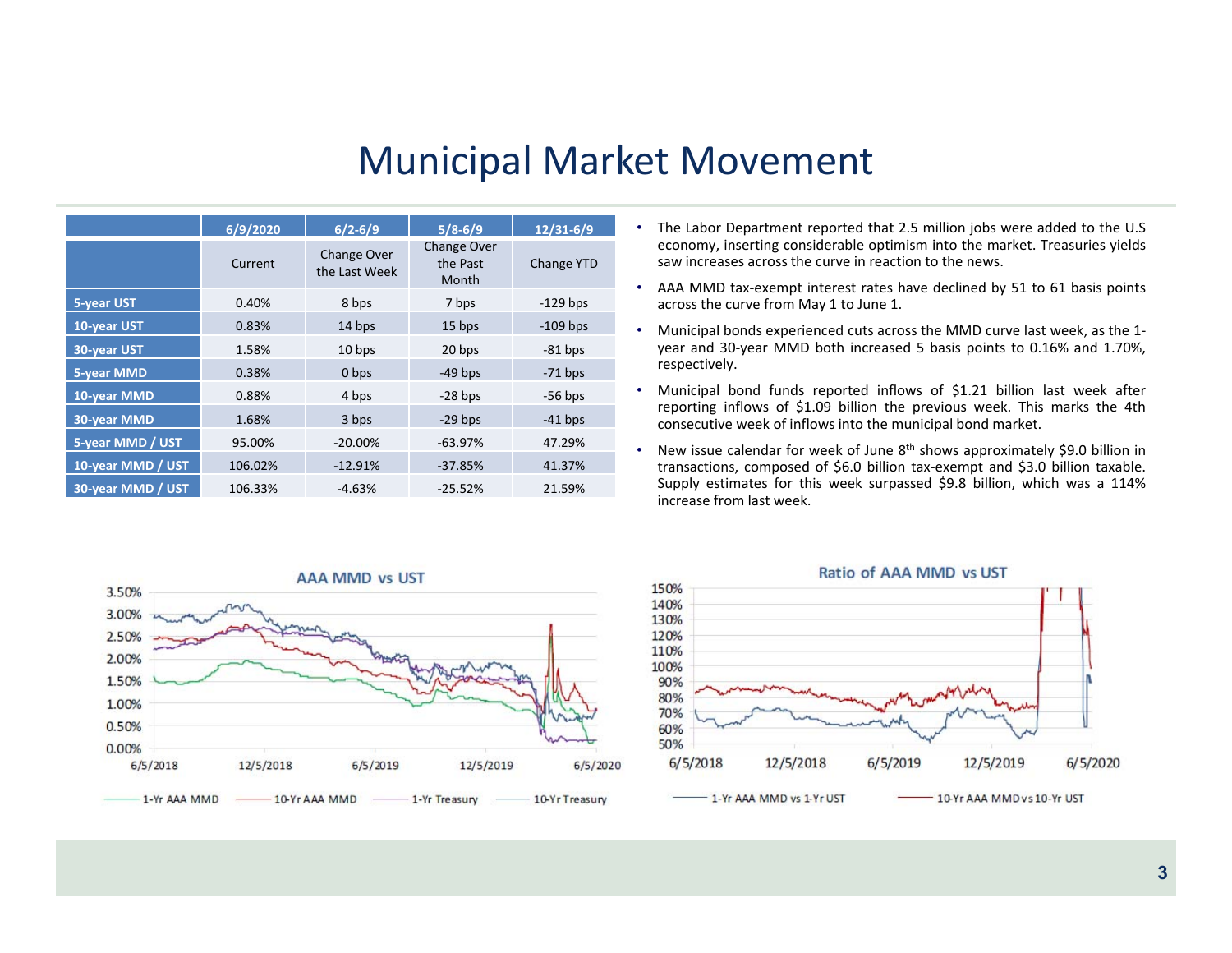# Municipal Market Movement

| | 6/9/2020 | 6/2-6/9 | 5/8-6/9 | 12/31-6/9 |
|---|---|---|---|---|
| | Current | Change Over the Last Week | Change Over the Past Month | Change YTD |
| 5-year UST | 0.40% | 8 bps | 7 bps | -129 bps |
| 10-year UST | 0.83% | 14 bps | 15 bps | -109 bps |
| 30-year UST | 1.58% | 10 bps | 20 bps | -81 bps |
| 5-year MMD | 0.38% | 0 bps | -49 bps | -71 bps |
| 10-year MMD | 0.88% | 4 bps | -28 bps | -56 bps |
| 30-year MMD | 1.68% | 3 bps | -29 bps | -41 bps |
| 5-year MMD / UST | 95.00% | -20.00% | -63.97% | 47.29% |
| 10-year MMD / UST | 106.02% | -12.91% | -37.85% | 41.37% |
| 30-year MMD / UST | 106.33% | -4.63% | -25.52% | 21.59% |

- The Labor Department reported that 2.5 million jobs were added to the U.S economy, inserting considerable optimism into the market. Treasuries yields saw increases across the curve in reaction to the news.
- AAA MMD tax-exempt interest rates have declined by 51 to 61 basis points across the curve from May 1 to June 1.
- Municipal bonds experienced cuts across the MMD curve last week, as the 1-year and 30-year MMD both increased 5 basis points to 0.16% and 1.70%, respectively.
- Municipal bond funds reported inflows of $1.21 billion last week after reporting inflows of $1.09 billion the previous week. This marks the 4th consecutive week of inflows into the municipal bond market.
- New issue calendar for week of June 8th shows approximately $9.0 billion in transactions, composed of $6.0 billion tax-exempt and $3.0 billion taxable. Supply estimates for this week surpassed $9.8 billion, which was a 114% increase from last week.

AAA MMD vs UST

Ratio of AAA MMD vs UST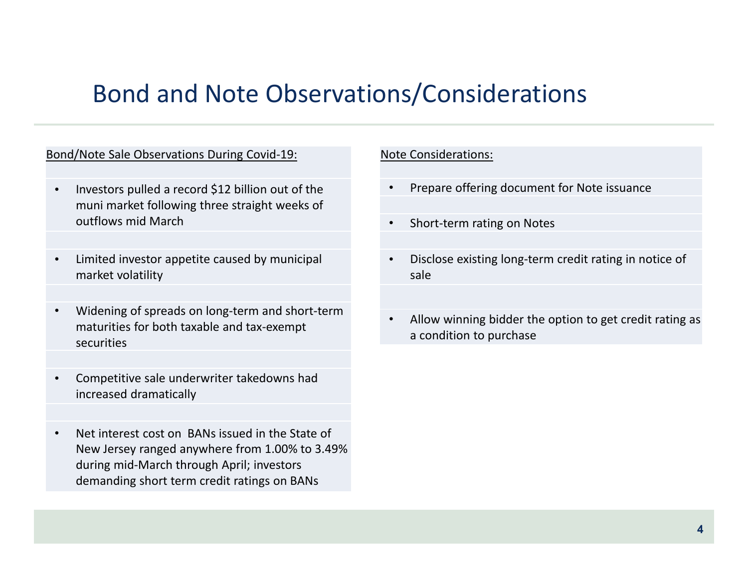# Bond and Note Observations/Considerations

Bond/Note Sale Observations During Covid-19:

- Investors pulled a record $12 billion out of the muni market following three straight weeks of outflows mid March
- Limited investor appetite caused by municipal market volatility
- Widening of spreads on long-term and short-term maturities for both taxable and tax-exempt securities
- Competitive sale underwriter takedowns had increased dramatically
- Net interest cost on BANs issued in the State of New Jersey ranged anywhere from 1.00% to 3.49% during mid-March through April; investors demanding short term credit ratings on BANs

Note Considerations:

- Prepare offering document for Note issuance
- Short-term rating on Notes
- Disclose existing long-term credit rating in notice of sale
- Allow winning bidder the option to get credit rating as a condition to purchase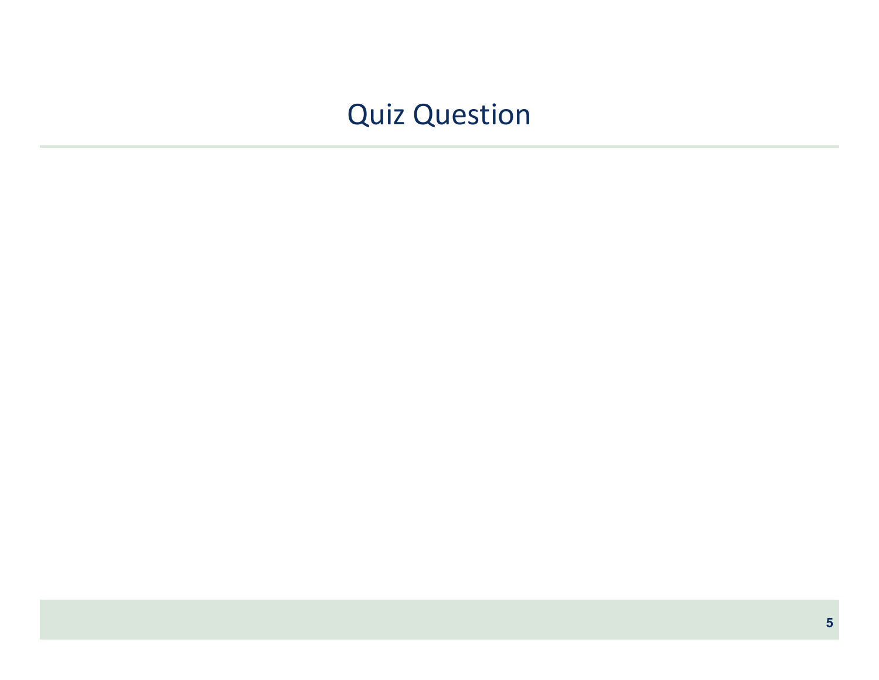# Quiz Question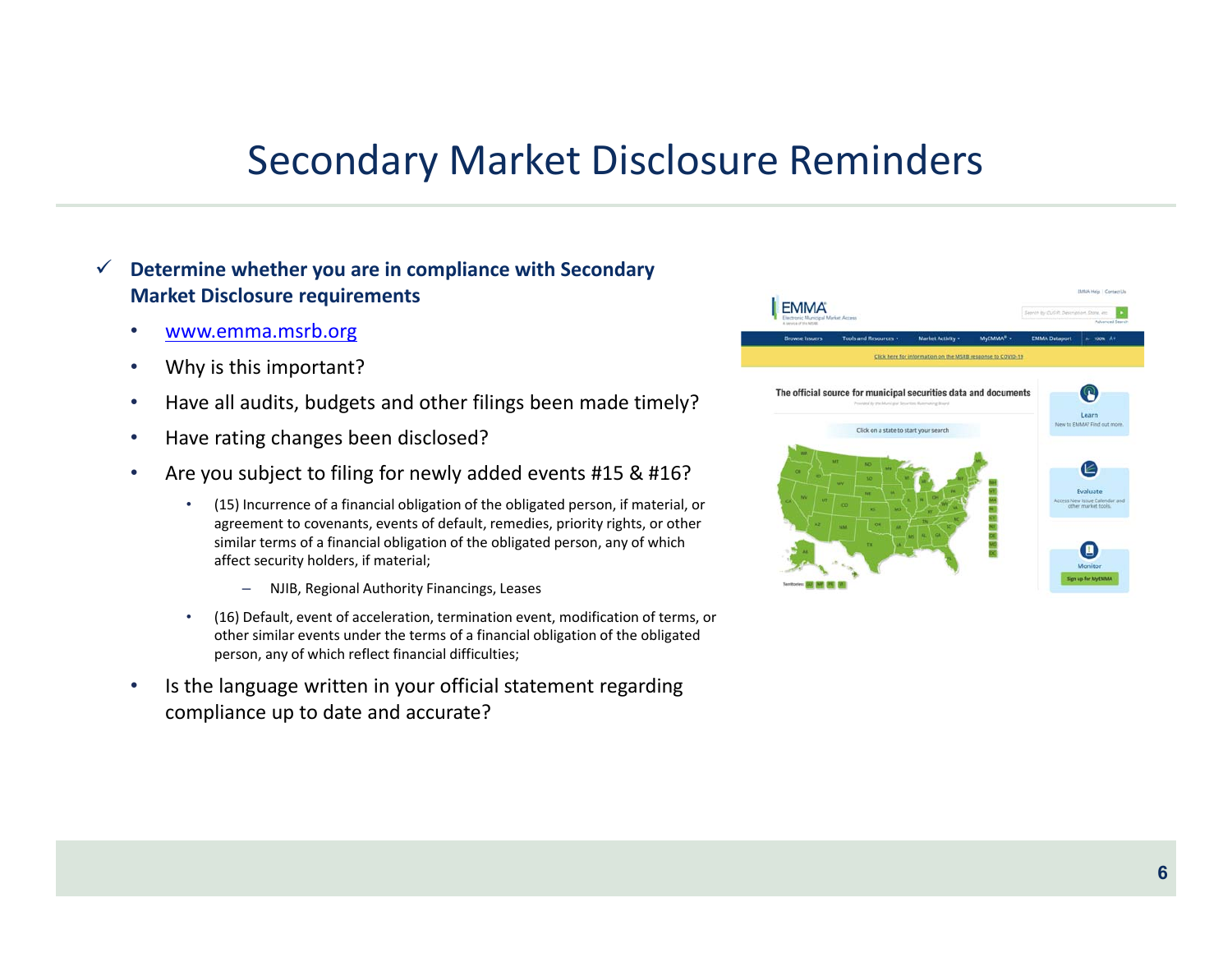# Secondary Market Disclosure Reminders

- ✓ **Determine whether you are in compliance with Secondary Market Disclosure requirements**
  - www.emma.msrb.org
  - Why is this important?
  - Have all audits, budgets and other filings been made timely?
  - Have rating changes been disclosed?
  - Are you subject to filing for newly added events #15 & #16?
    - (15) Incurrence of a financial obligation of the obligated person, if material, or agreement to covenants, events of default, remedies, priority rights, or other similar terms of a financial obligation of the obligated person, any of which affect security holders, if material;
      - NJIB, Regional Authority Financings, Leases
    - (16) Default, event of acceleration, termination event, modification of terms, or other similar events under the terms of a financial obligation of the obligated person, any of which reflect financial difficulties;
  - Is the language written in your official statement regarding compliance up to date and accurate?